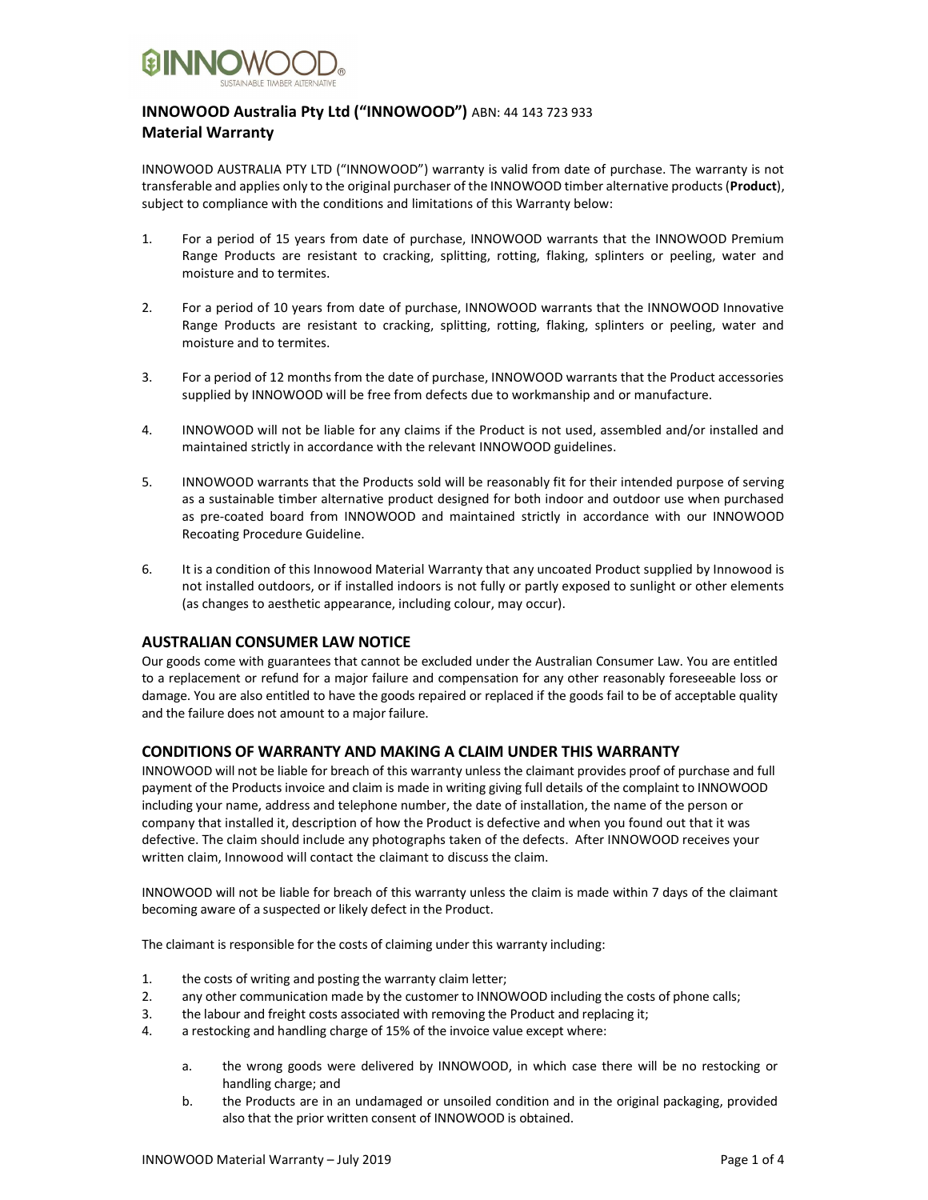# INNOWOOD Australia Pty Ltd ("INNOWOOD") ABN: 44 143 723 933

## Material Warranty

INNOWOOD AUSTRALIA PTY LTD ("INNOWOOD") warranty is valid from date of purchase. The warranty is not transferable and applies only to the original purchaser of the INNOWOOD timber alternative products (**Product**), subject to compliance with the conditions and limitations of this Warranty below:

1. For a period of 15 years from date of purchase, INNOWOOD warrants that the INNOWOOD Premium Range Products are resistant to cracking, splitting, rotting, flaking, splinters or peeling, water and moisture and to termites.
2. For a period of 10 years from date of purchase, INNOWOOD warrants that the INNOWOOD Innovative Range Products are resistant to cracking, splitting, rotting, flaking, splinters or peeling, water and moisture and to termites.
3. For a period of 12 months from the date of purchase, INNOWOOD warrants that the Product accessories supplied by INNOWOOD will be free from defects due to workmanship and or manufacture.
4. INNOWOOD will not be liable for any claims if the Product is not used, assembled and/or installed and maintained strictly in accordance with the relevant INNOWOOD guidelines.
5. INNOWOOD warrants that the Products sold will be reasonably fit for their intended purpose of serving as a sustainable timber alternative product designed for both indoor and outdoor use when purchased as pre-coated board from INNOWOOD and maintained strictly in accordance with our INNOWOOD Recoating Procedure Guideline.
6. It is a condition of this Innowood Material Warranty that any uncoated Product supplied by Innowood is not installed outdoors, or if installed indoors is not fully or partly exposed to sunlight or other elements (as changes to aesthetic appearance, including colour, may occur).

## AUSTRALIAN CONSUMER LAW NOTICE

Our goods come with guarantees that cannot be excluded under the Australian Consumer Law. You are entitled to a replacement or refund for a major failure and compensation for any other reasonably foreseeable loss or damage. You are also entitled to have the goods repaired or replaced if the goods fail to be of acceptable quality and the failure does not amount to a major failure.

## CONDITIONS OF WARRANTY AND MAKING A CLAIM UNDER THIS WARRANTY

INNOWOOD will not be liable for breach of this warranty unless the claimant provides proof of purchase and full payment of the Products invoice and claim is made in writing giving full details of the complaint to INNOWOOD including your name, address and telephone number, the date of installation, the name of the person or company that installed it, description of how the Product is defective and when you found out that it was defective. The claim should include any photographs taken of the defects. After INNOWOOD receives your written claim, Innowood will contact the claimant to discuss the claim.

INNOWOOD will not be liable for breach of this warranty unless the claim is made within 7 days of the claimant becoming aware of a suspected or likely defect in the Product.

The claimant is responsible for the costs of claiming under this warranty including:

1. the costs of writing and posting the warranty claim letter;
2. any other communication made by the customer to INNOWOOD including the costs of phone calls;
3. the labour and freight costs associated with removing the Product and replacing it;
4. a restocking and handling charge of 15% of the invoice value except where:
   a. the wrong goods were delivered by INNOWOOD, in which case there will be no restocking or handling charge; and
   b. the Products are in an undamaged or unsoiled condition and in the original packaging, provided also that the prior written consent of INNOWOOD is obtained.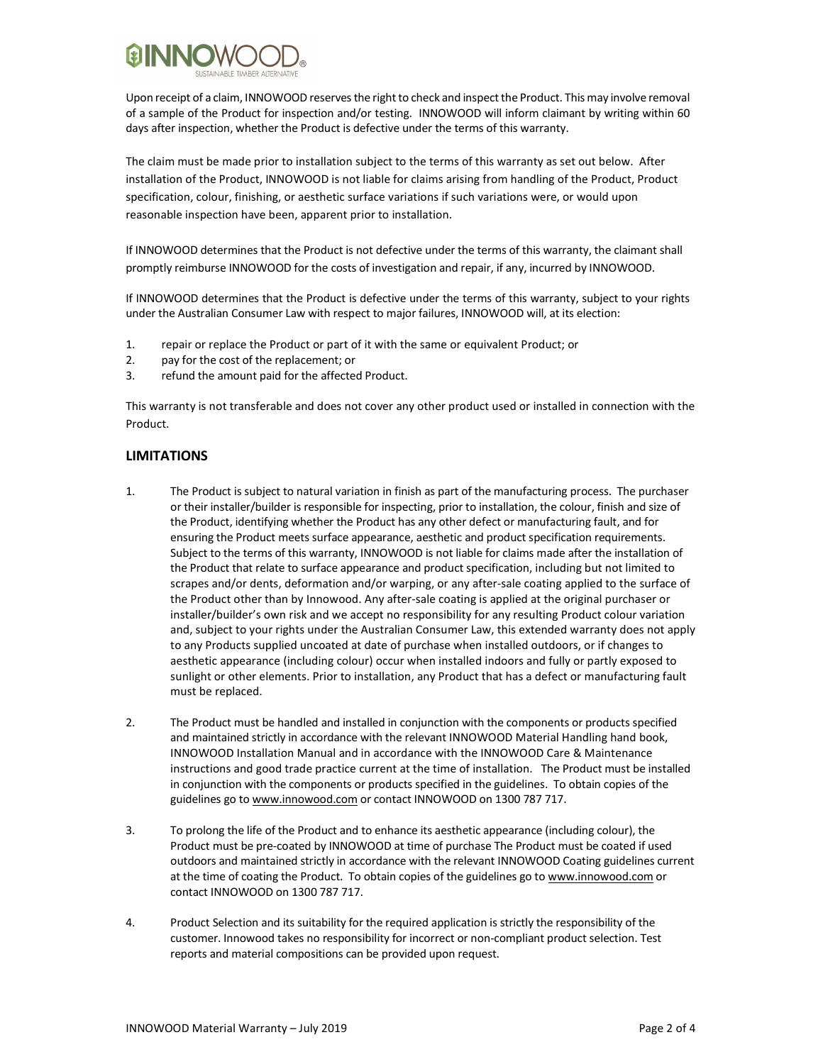Upon receipt of a claim, INNOWOOD reserves the right to check and inspect the Product. This may involve removal of a sample of the Product for inspection and/or testing. INNOWOOD will inform claimant by writing within 60 days after inspection, whether the Product is defective under the terms of this warranty.

The claim must be made prior to installation subject to the terms of this warranty as set out below. After installation of the Product, INNOWOOD is not liable for claims arising from handling of the Product, Product specification, colour, finishing, or aesthetic surface variations if such variations were, or would upon reasonable inspection have been, apparent prior to installation.

If INNOWOOD determines that the Product is not defective under the terms of this warranty, the claimant shall promptly reimburse INNOWOOD for the costs of investigation and repair, if any, incurred by INNOWOOD.

If INNOWOOD determines that the Product is defective under the terms of this warranty, subject to your rights under the Australian Consumer Law with respect to major failures, INNOWOOD will, at its election:

1. repair or replace the Product or part of it with the same or equivalent Product; or
2. pay for the cost of the replacement; or
3. refund the amount paid for the affected Product.

This warranty is not transferable and does not cover any other product used or installed in connection with the Product.

## LIMITATIONS

1. The Product is subject to natural variation in finish as part of the manufacturing process. The purchaser or their installer/builder is responsible for inspecting, prior to installation, the colour, finish and size of the Product, identifying whether the Product has any other defect or manufacturing fault, and for ensuring the Product meets surface appearance, aesthetic and product specification requirements. Subject to the terms of this warranty, INNOWOOD is not liable for claims made after the installation of the Product that relate to surface appearance and product specification, including but not limited to scrapes and/or dents, deformation and/or warping, or any after-sale coating applied to the surface of the Product other than by Innowood. Any after-sale coating is applied at the original purchaser or installer/builder's own risk and we accept no responsibility for any resulting Product colour variation and, subject to your rights under the Australian Consumer Law, this extended warranty does not apply to any Products supplied uncoated at date of purchase when installed outdoors, or if changes to aesthetic appearance (including colour) occur when installed indoors and fully or partly exposed to sunlight or other elements. Prior to installation, any Product that has a defect or manufacturing fault must be replaced.

2. The Product must be handled and installed in conjunction with the components or products specified and maintained strictly in accordance with the relevant INNOWOOD Material Handling hand book, INNOWOOD Installation Manual and in accordance with the INNOWOOD Care & Maintenance instructions and good trade practice current at the time of installation. The Product must be installed in conjunction with the components or products specified in the guidelines. To obtain copies of the guidelines go to www.innowood.com or contact INNOWOOD on 1300 787 717.

3. To prolong the life of the Product and to enhance its aesthetic appearance (including colour), the Product must be pre-coated by INNOWOOD at time of purchase The Product must be coated if used outdoors and maintained strictly in accordance with the relevant INNOWOOD Coating guidelines current at the time of coating the Product. To obtain copies of the guidelines go to www.innowood.com or contact INNOWOOD on 1300 787 717.

4. Product Selection and its suitability for the required application is strictly the responsibility of the customer. Innowood takes no responsibility for incorrect or non-compliant product selection. Test reports and material compositions can be provided upon request.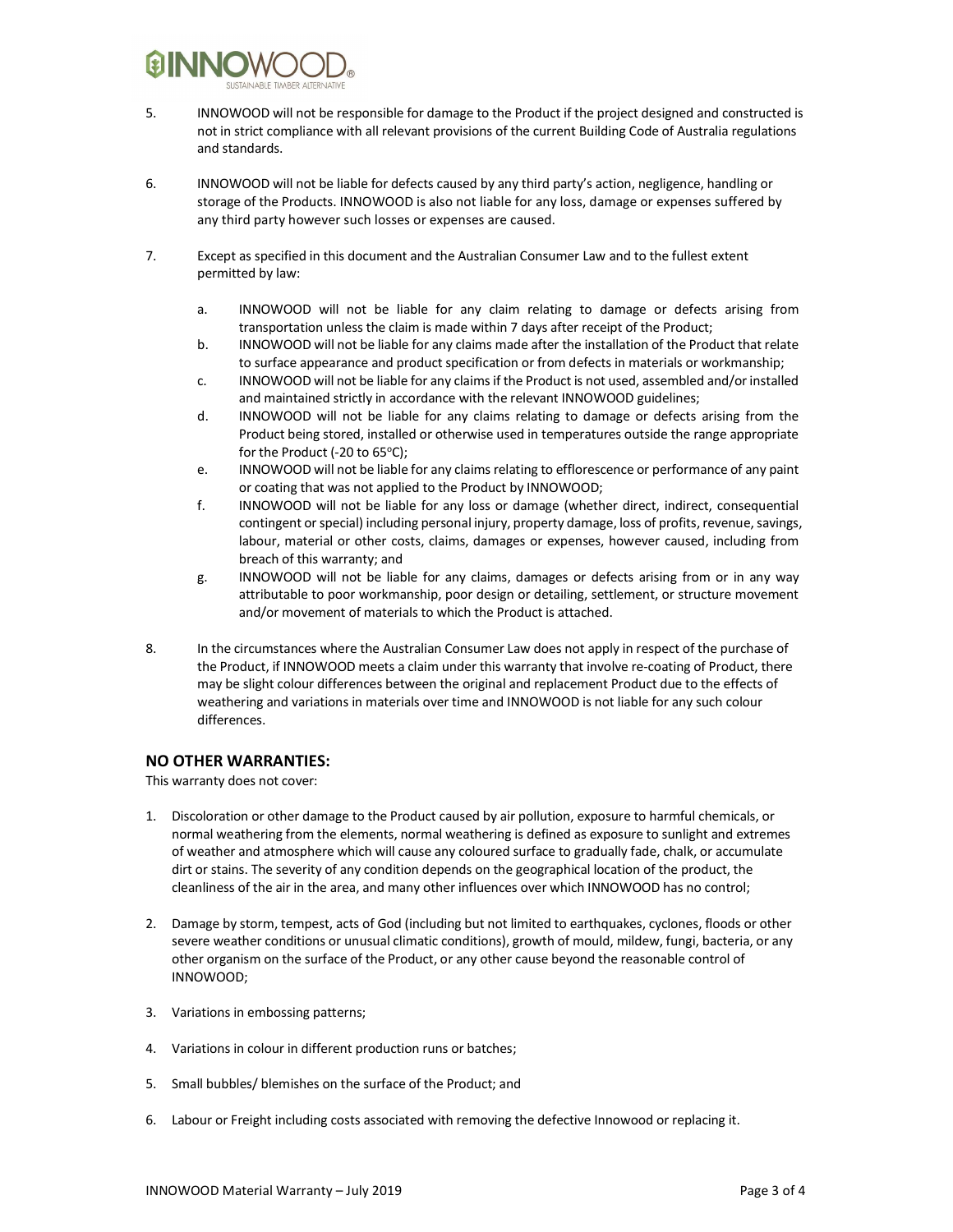5. INNOWOOD will not be responsible for damage to the Product if the project designed and constructed is not in strict compliance with all relevant provisions of the current Building Code of Australia regulations and standards.

6. INNOWOOD will not be liable for defects caused by any third party's action, negligence, handling or storage of the Products. INNOWOOD is also not liable for any loss, damage or expenses suffered by any third party however such losses or expenses are caused.

7. Except as specified in this document and the Australian Consumer Law and to the fullest extent permitted by law:

    a. INNOWOOD will not be liable for any claim relating to damage or defects arising from transportation unless the claim is made within 7 days after receipt of the Product;
    b. INNOWOOD will not be liable for any claims made after the installation of the Product that relate to surface appearance and product specification or from defects in materials or workmanship;
    c. INNOWOOD will not be liable for any claims if the Product is not used, assembled and/or installed and maintained strictly in accordance with the relevant INNOWOOD guidelines;
    d. INNOWOOD will not be liable for any claims relating to damage or defects arising from the Product being stored, installed or otherwise used in temperatures outside the range appropriate for the Product (-20 to 65°C);
    e. INNOWOOD will not be liable for any claims relating to efflorescence or performance of any paint or coating that was not applied to the Product by INNOWOOD;
    f. INNOWOOD will not be liable for any loss or damage (whether direct, indirect, consequential contingent or special) including personal injury, property damage, loss of profits, revenue, savings, labour, material or other costs, claims, damages or expenses, however caused, including from breach of this warranty; and
    g. INNOWOOD will not be liable for any claims, damages or defects arising from or in any way attributable to poor workmanship, poor design or detailing, settlement, or structure movement and/or movement of materials to which the Product is attached.

8. In the circumstances where the Australian Consumer Law does not apply in respect of the purchase of the Product, if INNOWOOD meets a claim under this warranty that involve re-coating of Product, there may be slight colour differences between the original and replacement Product due to the effects of weathering and variations in materials over time and INNOWOOD is not liable for any such colour differences.

## NO OTHER WARRANTIES:

This warranty does not cover:

1. Discoloration or other damage to the Product caused by air pollution, exposure to harmful chemicals, or normal weathering from the elements, normal weathering is defined as exposure to sunlight and extremes of weather and atmosphere which will cause any coloured surface to gradually fade, chalk, or accumulate dirt or stains. The severity of any condition depends on the geographical location of the product, the cleanliness of the air in the area, and many other influences over which INNOWOOD has no control;

2. Damage by storm, tempest, acts of God (including but not limited to earthquakes, cyclones, floods or other severe weather conditions or unusual climatic conditions), growth of mould, mildew, fungi, bacteria, or any other organism on the surface of the Product, or any other cause beyond the reasonable control of INNOWOOD;

3. Variations in embossing patterns;

4. Variations in colour in different production runs or batches;

5. Small bubbles/ blemishes on the surface of the Product; and

6. Labour or Freight including costs associated with removing the defective Innowood or replacing it.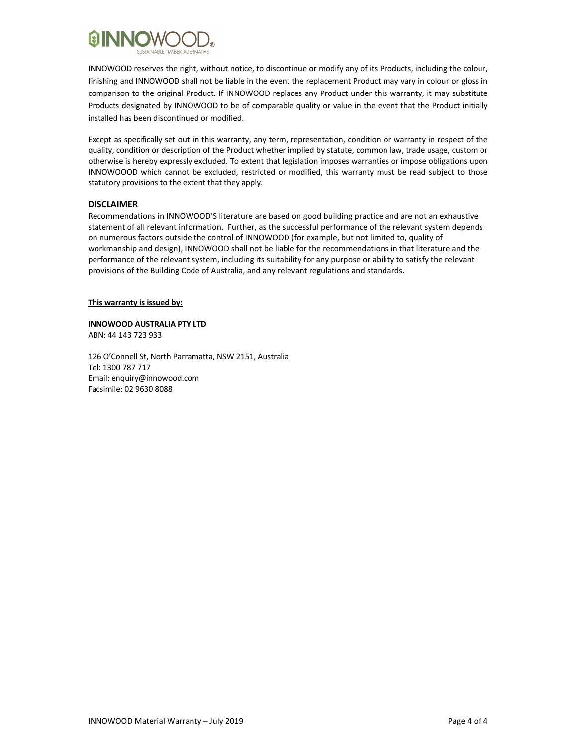INNOWOOD reserves the right, without notice, to discontinue or modify any of its Products, including the colour, finishing and INNOWOOD shall not be liable in the event the replacement Product may vary in colour or gloss in comparison to the original Product. If INNOWOOD replaces any Product under this warranty, it may substitute Products designated by INNOWOOD to be of comparable quality or value in the event that the Product initially installed has been discontinued or modified.

Except as specifically set out in this warranty, any term, representation, condition or warranty in respect of the quality, condition or description of the Product whether implied by statute, common law, trade usage, custom or otherwise is hereby expressly excluded. To extent that legislation imposes warranties or impose obligations upon INNOWOOOD which cannot be excluded, restricted or modified, this warranty must be read subject to those statutory provisions to the extent that they apply.

### DISCLAIMER

Recommendations in INNOWOOD'S literature are based on good building practice and are not an exhaustive statement of all relevant information. Further, as the successful performance of the relevant system depends on numerous factors outside the control of INNOWOOD (for example, but not limited to, quality of workmanship and design), INNOWOOD shall not be liable for the recommendations in that literature and the performance of the relevant system, including its suitability for any purpose or ability to satisfy the relevant provisions of the Building Code of Australia, and any relevant regulations and standards.

**This warranty is issued by:**

**INNOWOOD AUSTRALIA PTY LTD**
ABN: 44 143 723 933

126 O'Connell St, North Parramatta, NSW 2151, Australia
Tel: 1300 787 717
Email: enquiry@innowood.com
Facsimile: 02 9630 8088